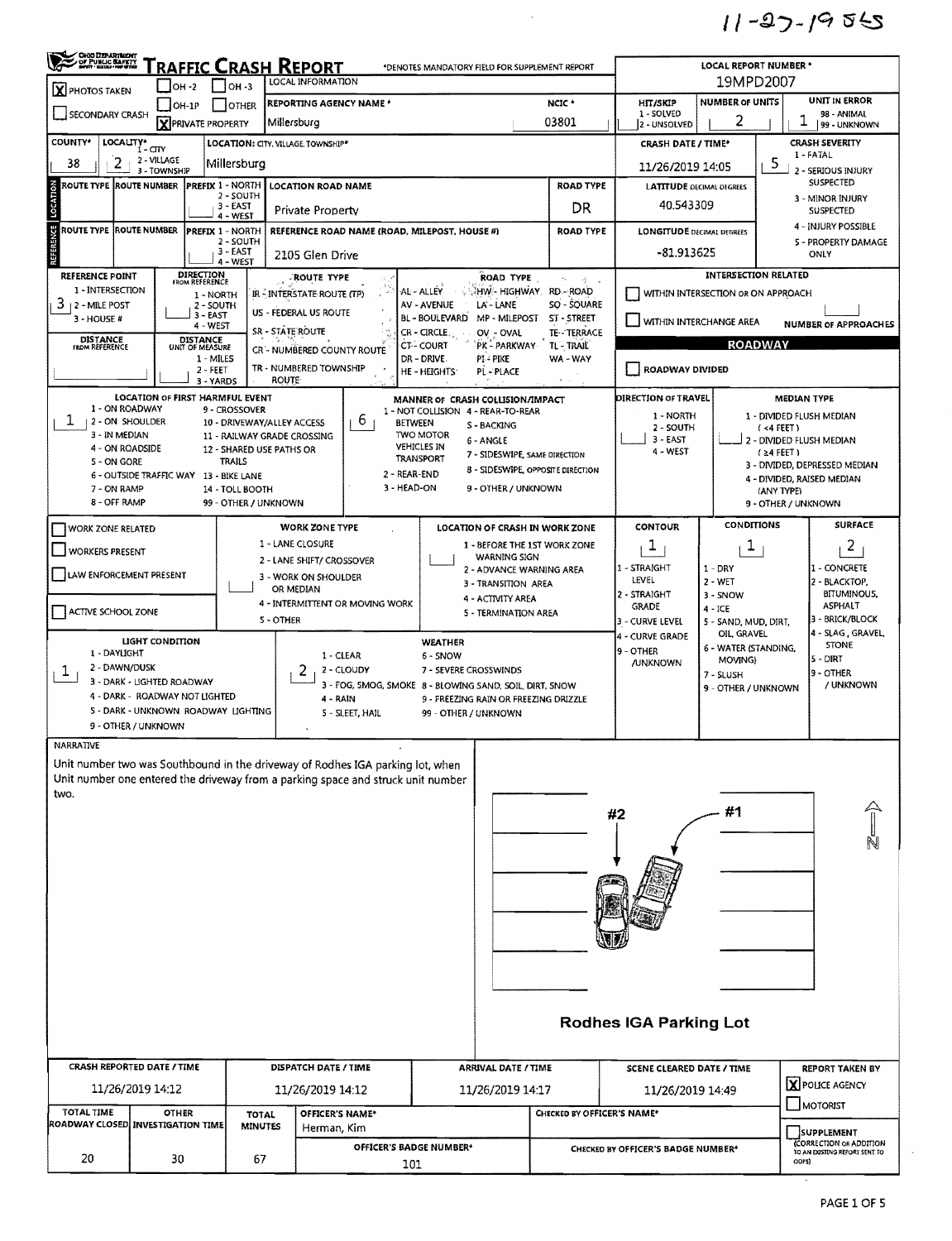11-27-1955

# TRAFFIC CRASH REPORT

*DENOTES MANDATORY FIELD FOR SUPPLEMENT REPORT

LOCAL REPORT NUMBER *: 19MPD2007

| | | |
|---|---|---|
| [X] PHOTOS TAKEN | [ ] OH-2 | [ ] OH-3 |
| [ ] SECONDARY CRASH | [ ] OH-1P | [ ] OTHER |
| | [X] PRIVATE PROPERTY | |

LOCAL INFORMATION

| REPORTING AGENCY NAME * | NCIC * | HIT/SKIP | NUMBER OF UNITS | UNIT IN ERROR |
|---|---|---|---|---|
| Millersburg | 03801 | 1 - SOLVED / 2 - UNSOLVED | 2 | 1 (98 - ANIMAL, 99 - UNKNOWN) |

| COUNTY* | LOCALITY* | LOCATION: CITY, VILLAGE, TOWNSHIP* | CRASH DATE / TIME* | CRASH SEVERITY |
|---|---|---|---|---|
| 38 | 2 (1 - CITY, 2 - VILLAGE, 3 - TOWNSHIP) | Millersburg | 11/26/2019 14:05 | 5 |

CRASH SEVERITY: 1 - FATAL, 2 - SERIOUS INJURY SUSPECTED, 3 - MINOR INJURY SUSPECTED, 4 - INJURY POSSIBLE, 5 - PROPERTY DAMAGE ONLY

## LOCATION

| ROUTE TYPE | ROUTE NUMBER | PREFIX | LOCATION ROAD NAME | ROAD TYPE | LATITUDE DECIMAL DEGREES |
|---|---|---|---|---|---|
| | | | Private Property | DR | 40.543309 |

## REFERENCE

| ROUTE TYPE | ROUTE NUMBER | PREFIX | REFERENCE ROAD NAME (ROAD, MILEPOST, HOUSE #) | ROAD TYPE | LONGITUDE DECIMAL DEGREES |
|---|---|---|---|---|---|
| | | | 2105 Glen Drive | | -81.913625 |

PREFIX: 1 - NORTH, 2 - SOUTH, 3 - EAST, 4 - WEST

REFERENCE POINT: 3 (1 - INTERSECTION, 2 - MILE POST, 3 - HOUSE #)

DIRECTION FROM REFERENCE: 1 - NORTH, 2 - SOUTH, 3 - EAST, 4 - WEST

DISTANCE FROM REFERENCE / DISTANCE UNIT OF MEASURE: 1 - MILES, 2 - FEET, 3 - YARDS

ROUTE TYPE: IR - INTERSTATE ROUTE (TP), US - FEDERAL US ROUTE, SR - STATE ROUTE, CR - NUMBERED COUNTY ROUTE, TR - NUMBERED TOWNSHIP ROUTE

ROAD TYPE: AL - ALLEY, AV - AVENUE, BL - BOULEVARD, CR - CIRCLE, CT - COURT, DR - DRIVE, HE - HEIGHTS, HW - HIGHWAY, LA - LANE, MP - MILEPOST, OV - OVAL, PK - PARKWAY, PI - PIKE, PL - PLACE, RD - ROAD, SQ - SQUARE, ST - STREET, TE - TERRACE, TL - TRAIL, WA - WAY

INTERSECTION RELATED: [ ] WITHIN INTERSECTION OR ON APPROACH; [ ] WITHIN INTERCHANGE AREA; NUMBER OF APPROACHES:

ROADWAY: [ ] ROADWAY DIVIDED

LOCATION OF FIRST HARMFUL EVENT: 1 (1 - ON ROADWAY, 2 - ON SHOULDER, 3 - IN MEDIAN, 4 - ON ROADSIDE, 5 - ON GORE, 6 - OUTSIDE TRAFFIC WAY, 7 - ON RAMP, 8 - OFF RAMP, 9 - CROSSOVER, 10 - DRIVEWAY/ALLEY ACCESS, 11 - RAILWAY GRADE CROSSING, 12 - SHARED USE PATHS OR TRAILS, 13 - BIKE LANE, 14 - TOLL BOOTH, 99 - OTHER / UNKNOWN)

MANNER OF CRASH COLLISION/IMPACT: 6 (1 - NOT COLLISION BETWEEN TWO MOTOR VEHICLES IN TRANSPORT, 2 - REAR-END, 3 - HEAD-ON, 4 - REAR-TO-REAR, 5 - BACKING, 6 - ANGLE, 7 - SIDESWIPE, SAME DIRECTION, 8 - SIDESWIPE, OPPOSITE DIRECTION, 9 - OTHER / UNKNOWN)

DIRECTION OF TRAVEL: 1 - NORTH, 2 - SOUTH, 3 - EAST, 4 - WEST

MEDIAN TYPE: 1 - DIVIDED FLUSH MEDIAN (<4 FEET), 2 - DIVIDED FLUSH MEDIAN (≥4 FEET), 3 - DIVIDED, DEPRESSED MEDIAN, 4 - DIVIDED, RAISED MEDIAN (ANY TYPE), 9 - OTHER / UNKNOWN

[ ] WORK ZONE RELATED
[ ] WORKERS PRESENT
[ ] LAW ENFORCEMENT PRESENT
[ ] ACTIVE SCHOOL ZONE

WORK ZONE TYPE: 1 - LANE CLOSURE, 2 - LANE SHIFT/ CROSSOVER, 3 - WORK ON SHOULDER OR MEDIAN, 4 - INTERMITTENT OR MOVING WORK, 5 - OTHER

LOCATION OF CRASH IN WORK ZONE: 1 - BEFORE THE 1ST WORK ZONE WARNING SIGN, 2 - ADVANCE WARNING AREA, 3 - TRANSITION AREA, 4 - ACTIVITY AREA, 5 - TERMINATION AREA

| CONTOUR | CONDITIONS | SURFACE |
|---|---|---|
| 1 | 1 | 2 |

CONTOUR: 1 - STRAIGHT LEVEL, 2 - STRAIGHT GRADE, 3 - CURVE LEVEL, 4 - CURVE GRADE, 9 - OTHER /UNKNOWN

CONDITIONS: 1 - DRY, 2 - WET, 3 - SNOW, 4 - ICE, 5 - SAND, MUD, DIRT, OIL, GRAVEL, 6 - WATER (STANDING, MOVING), 7 - SLUSH, 9 - OTHER / UNKNOWN

SURFACE: 1 - CONCRETE, 2 - BLACKTOP, BITUMINOUS, ASPHALT, 3 - BRICK/BLOCK, 4 - SLAG, GRAVEL, STONE, 5 - DIRT, 9 - OTHER / UNKNOWN

LIGHT CONDITION: 1 (1 - DAYLIGHT, 2 - DAWN/DUSK, 3 - DARK - LIGHTED ROADWAY, 4 - DARK - ROADWAY NOT LIGHTED, 5 - DARK - UNKNOWN ROADWAY LIGHTING, 9 - OTHER / UNKNOWN)

WEATHER: 2 (1 - CLEAR, 2 - CLOUDY, 3 - FOG, SMOG, SMOKE, 4 - RAIN, 5 - SLEET, HAIL, 6 - SNOW, 7 - SEVERE CROSSWINDS, 8 - BLOWING SAND, SOIL, DIRT, SNOW, 9 - FREEZING RAIN OR FREEZING DRIZZLE, 99 - OTHER / UNKNOWN)

## NARRATIVE

Unit number two was Southbound in the driveway of Rodhes IGA parking lot, when Unit number one entered the driveway from a parking space and struck unit number two.

#2 #1

Rodhes IGA Parking Lot

| CRASH REPORTED DATE / TIME | DISPATCH DATE / TIME | ARRIVAL DATE / TIME | SCENE CLEARED DATE / TIME | REPORT TAKEN BY |
|---|---|---|---|---|
| 11/26/2019 14:12 | 11/26/2019 14:12 | 11/26/2019 14:17 | 11/26/2019 14:49 | [X] POLICE AGENCY [ ] MOTORIST |

| TOTAL TIME ROADWAY CLOSED | OTHER INVESTIGATION TIME | TOTAL MINUTES | OFFICER'S NAME* | OFFICER'S BADGE NUMBER* | CHECKED BY OFFICER'S NAME* | CHECKED BY OFFICER'S BADGE NUMBER* |
|---|---|---|---|---|---|---|
| 20 | 30 | 67 | Herman, Kim | 101 | | |

[ ] SUPPLEMENT (CORRECTION OR ADDITION TO AN EXISTING REPORT SENT TO ODPS)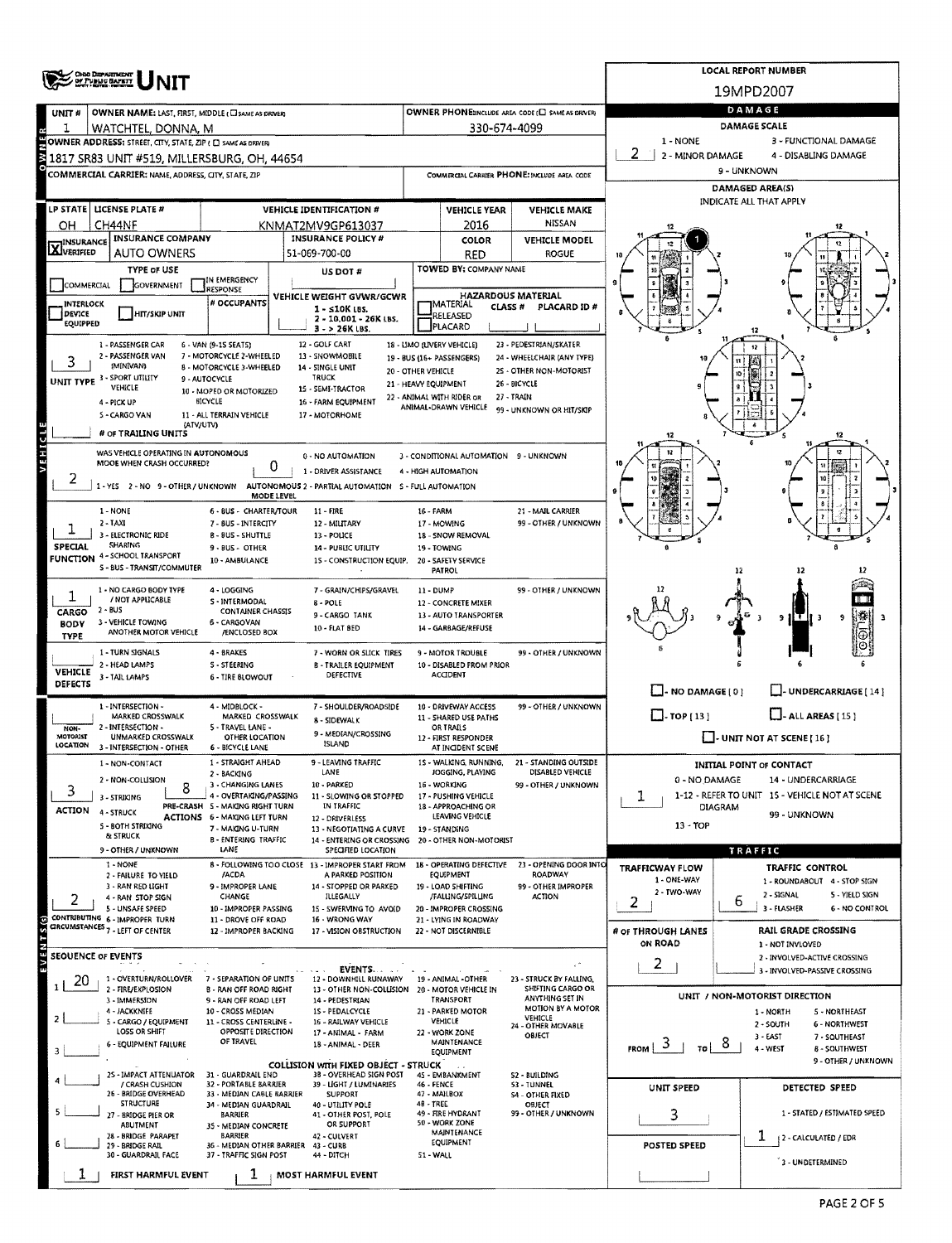# UNIT

**LOCAL REPORT NUMBER:** 19MPD2007

| UNIT # | OWNER NAME: LAST, FIRST, MIDDLE | OWNER PHONE |
| --- | --- | --- |
| 1 | WATCHTEL, DONNA, M | 330-674-4099 |

**OWNER ADDRESS:** 1817 SR83 UNIT #519, MILLERSBURG, OH, 44654

**COMMERCIAL CARRIER:** NAME, ADDRESS, CITY, STATE, ZIP — **COMMERCIAL CARRIER PHONE:**

| LP STATE | LICENSE PLATE # | VEHICLE IDENTIFICATION # | VEHICLE YEAR | VEHICLE MAKE |
| --- | --- | --- | --- | --- |
| OH | CH44NF | KNMAT2MV9GP613037 | 2016 | NISSAN |

| INSURANCE | INSURANCE COMPANY | INSURANCE POLICY # | COLOR | VEHICLE MODEL |
| --- | --- | --- | --- | --- |
| X VERIFIED | AUTO OWNERS | 51-069-700-00 | RED | ROGUE |

**TYPE OF USE:** COMMERCIAL / GOVERNMENT / IN EMERGENCY RESPONSE
**US DOT #:**
**TOWED BY:** COMPANY NAME
**VEHICLE WEIGHT GVWR/GCWR:** 1 - ≤10K LBS. 2 - 10,001 - 26K LBS. 3 - > 26K LBS.
**HAZARDOUS MATERIAL:** MATERIAL RELEASED / PLACARD — CLASS # — PLACARD ID #
**INTERLOCK DEVICE EQUIPPED** / **HIT/SKIP UNIT** / **# OCCUPANTS**

**UNIT TYPE:** 3
1 - PASSENGER CAR, 2 - PASSENGER VAN (MINIVAN), 3 - SPORT UTILITY VEHICLE, 4 - PICK UP, 5 - CARGO VAN, 6 - VAN (9-15 SEATS), 7 - MOTORCYCLE 2-WHEELED, 8 - MOTORCYCLE 3-WHEELED, 9 - AUTOCYCLE, 10 - MOPED OR MOTORIZED BICYCLE, 11 - ALL TERRAIN VEHICLE (ATV/UTV), 12 - GOLF CART, 13 - SNOWMOBILE, 14 - SINGLE UNIT TRUCK, 15 - SEMI-TRACTOR, 16 - FARM EQUIPMENT, 17 - MOTORHOME, 18 - LIMO (LIVERY VEHICLE), 19 - BUS (16+ PASSENGERS), 20 - OTHER VEHICLE, 21 - HEAVY EQUIPMENT, 22 - ANIMAL WITH RIDER OR ANIMAL-DRAWN VEHICLE, 23 - PEDESTRIAN/SKATER, 24 - WHEELCHAIR (ANY TYPE), 25 - OTHER NON-MOTORIST, 26 - BICYCLE, 27 - TRAIN, 99 - UNKNOWN OR HIT/SKIP

**# OF TRAILING UNITS:**

**WAS VEHICLE OPERATING IN AUTONOMOUS MODE WHEN CRASH OCCURRED?** 2
1 - YES 2 - NO 9 - OTHER / UNKNOWN
**AUTONOMOUS MODE LEVEL:** 0
0 - NO AUTOMATION, 1 - DRIVER ASSISTANCE, 2 - PARTIAL AUTOMATION, 3 - CONDITIONAL AUTOMATION, 4 - HIGH AUTOMATION, 5 - FULL AUTOMATION, 9 - UNKNOWN

**SPECIAL FUNCTION:** 1
1 - NONE, 2 - TAXI, 3 - ELECTRONIC RIDE SHARING, 4 - SCHOOL TRANSPORT, 5 - BUS - TRANSIT/COMMUTER, 6 - BUS - CHARTER/TOUR, 7 - BUS - INTERCITY, 8 - BUS - SHUTTLE, 9 - BUS - OTHER, 10 - AMBULANCE, 11 - FIRE, 12 - MILITARY, 13 - POLICE, 14 - PUBLIC UTILITY, 15 - CONSTRUCTION EQUIP., 16 - FARM, 17 - MOWING, 18 - SNOW REMOVAL, 19 - TOWING, 20 - SAFETY SERVICE PATROL, 21 - MAIL CARRIER, 99 - OTHER / UNKNOWN

**CARGO BODY TYPE:** 1
1 - NO CARGO BODY TYPE / NOT APPLICABLE, 2 - BUS, 3 - VEHICLE TOWING ANOTHER MOTOR VEHICLE, 4 - LOGGING, 5 - INTERMODAL CONTAINER CHASSIS, 6 - CARGOVAN /ENCLOSED BOX, 7 - GRAIN/CHIPS/GRAVEL, 8 - POLE, 9 - CARGO TANK, 10 - FLAT BED, 11 - DUMP, 12 - CONCRETE MIXER, 13 - AUTO TRANSPORTER, 14 - GARBAGE/REFUSE, 99 - OTHER / UNKNOWN

**VEHICLE DEFECTS:**
1 - TURN SIGNALS, 2 - HEAD LAMPS, 3 - TAIL LAMPS, 4 - BRAKES, 5 - STEERING, 6 - TIRE BLOWOUT, 7 - WORN OR SLICK TIRES, 8 - TRAILER EQUIPMENT DEFECTIVE, 9 - MOTOR TROUBLE, 10 - DISABLED FROM PRIOR ACCIDENT, 99 - OTHER / UNKNOWN

**NON-MOTORIST LOCATION:**
1 - INTERSECTION - MARKED CROSSWALK, 2 - INTERSECTION - UNMARKED CROSSWALK, 3 - INTERSECTION - OTHER, 4 - MIDBLOCK - MARKED CROSSWALK, 5 - TRAVEL LANE - OTHER LOCATION, 6 - BICYCLE LANE, 7 - SHOULDER/ROADSIDE, 8 - SIDEWALK, 9 - MEDIAN/CROSSING ISLAND, 10 - DRIVEWAY ACCESS, 11 - SHARED USE PATHS OR TRAILS, 12 - FIRST RESPONDER AT INCIDENT SCENE, 99 - OTHER / UNKNOWN

**ACTION:** 3 — **PRE-CRASH ACTIONS:** 8
1 - NON-CONTACT, 2 - NON-COLLISION, 3 - STRIKING, 4 - STRUCK, 5 - BOTH STRIKING & STRUCK, 9 - OTHER / UNKNOWN
1 - STRAIGHT AHEAD, 2 - BACKING, 3 - CHANGING LANES, 4 - OVERTAKING/PASSING, 5 - MAKING RIGHT TURN, 6 - MAKING LEFT TURN, 7 - MAKING U-TURN, 8 - ENTERING TRAFFIC LANE, 9 - LEAVING TRAFFIC LANE, 10 - PARKED, 11 - SLOWING OR STOPPED IN TRAFFIC, 12 - DRIVERLESS, 13 - NEGOTIATING A CURVE, 14 - ENTERING OR CROSSING SPECIFIED LOCATION, 15 - WALKING, RUNNING, JOGGING, PLAYING, 16 - WORKING, 17 - PUSHING VEHICLE, 18 - APPROACHING OR LEAVING VEHICLE, 19 - STANDING, 20 - OTHER NON-MOTORIST, 21 - STANDING OUTSIDE DISABLED VEHICLE, 99 - OTHER / UNKNOWN

**CONTRIBUTING CIRCUMSTANCES:** 2
1 - NONE, 2 - FAILURE TO YIELD, 3 - RAN RED LIGHT, 4 - RAN STOP SIGN, 5 - UNSAFE SPEED, 6 - IMPROPER TURN, 7 - LEFT OF CENTER, 8 - FOLLOWING TOO CLOSE /ACDA, 9 - IMPROPER LANE CHANGE, 10 - IMPROPER PASSING, 11 - DROVE OFF ROAD, 12 - IMPROPER BACKING, 13 - IMPROPER START FROM A PARKED POSITION, 14 - STOPPED OR PARKED ILLEGALLY, 15 - SWERVING TO AVOID, 16 - WRONG WAY, 17 - VISION OBSTRUCTION, 18 - OPERATING DEFECTIVE EQUIPMENT, 19 - LOAD SHIFTING /FALLING/SPILLING, 20 - IMPROPER CROSSING, 21 - LYING IN ROADWAY, 22 - NOT DISCERNIBLE, 23 - OPENING DOOR INTO ROADWAY, 99 - OTHER IMPROPER ACTION

**SEQUENCE OF EVENTS:**
1: 20
2:
3:
4:
5:
6:

EVENTS: 1 - OVERTURN/ROLLOVER, 2 - FIRE/EXPLOSION, 3 - IMMERSION, 4 - JACKKNIFE, 5 - CARGO / EQUIPMENT LOSS OR SHIFT, 6 - EQUIPMENT FAILURE, 7 - SEPARATION OF UNITS, 8 - RAN OFF ROAD RIGHT, 9 - RAN OFF ROAD LEFT, 10 - CROSS MEDIAN, 11 - CROSS CENTERLINE - OPPOSITE DIRECTION OF TRAVEL, 12 - DOWNHILL RUNAWAY, 13 - OTHER NON-COLLISION, 14 - PEDESTRIAN, 15 - PEDALCYCLE, 16 - RAILWAY VEHICLE, 17 - ANIMAL - FARM, 18 - ANIMAL - DEER, 19 - ANIMAL - OTHER, 20 - MOTOR VEHICLE IN TRANSPORT, 21 - PARKED MOTOR VEHICLE, 22 - WORK ZONE MAINTENANCE EQUIPMENT, 23 - STRUCK BY FALLING, SHIFTING CARGO OR ANYTHING SET IN MOTION BY A MOTOR VEHICLE, 24 - OTHER MOVABLE OBJECT

COLLISION WITH FIXED OBJECT - STRUCK: 25 - IMPACT ATTENUATOR / CRASH CUSHION, 26 - BRIDGE OVERHEAD STRUCTURE, 27 - BRIDGE PIER OR ABUTMENT, 28 - BRIDGE PARAPET, 29 - BRIDGE RAIL, 30 - GUARDRAIL FACE, 31 - GUARDRAIL END, 32 - PORTABLE BARRIER, 33 - MEDIAN CABLE BARRIER, 34 - MEDIAN GUARDRAIL BARRIER, 35 - MEDIAN CONCRETE BARRIER, 36 - MEDIAN OTHER BARRIER, 37 - TRAFFIC SIGN POST, 38 - OVERHEAD SIGN POST, 39 - LIGHT / LUMINARIES SUPPORT, 40 - UTILITY POLE, 41 - OTHER POST, POLE OR SUPPORT, 42 - CULVERT, 43 - CURB, 44 - DITCH, 45 - EMBANKMENT, 46 - FENCE, 47 - MAILBOX, 48 - TREE, 49 - FIRE HYDRANT, 50 - WORK ZONE MAINTENANCE EQUIPMENT, 51 - WALL, 52 - BUILDING, 53 - TUNNEL, 54 - OTHER FIXED OBJECT, 99 - OTHER / UNKNOWN

**FIRST HARMFUL EVENT:** 1 — **MOST HARMFUL EVENT:** 1

## DAMAGE

**DAMAGE SCALE:** 2
1 - NONE, 2 - MINOR DAMAGE, 3 - FUNCTIONAL DAMAGE, 4 - DISABLING DAMAGE, 9 - UNKNOWN

**DAMAGED AREA(S)** — INDICATE ALL THAT APPLY: 1

- NO DAMAGE [0]
- UNDERCARRIAGE [14]
- TOP [13]
- ALL AREAS [15]
- UNIT NOT AT SCENE [16]

**INITIAL POINT OF CONTACT:** 1
0 - NO DAMAGE, 1-12 - REFER TO UNIT DIAGRAM, 13 - TOP, 14 - UNDERCARRIAGE, 15 - VEHICLE NOT AT SCENE, 99 - UNKNOWN

## TRAFFIC

**TRAFFICWAY FLOW:** 2 (1 - ONE-WAY, 2 - TWO-WAY)
**TRAFFIC CONTROL:** 6 (1 - ROUNDABOUT, 2 - SIGNAL, 3 - FLASHER, 4 - STOP SIGN, 5 - YIELD SIGN, 6 - NO CONTROL)
**# OF THROUGH LANES ON ROAD:** 2
**RAIL GRADE CROSSING:** 1 - NOT INVOLVED, 2 - INVOLVED-ACTIVE CROSSING, 3 - INVOLVED-PASSIVE CROSSING

**UNIT / NON-MOTORIST DIRECTION:** FROM 3 TO 8
1 - NORTH, 2 - SOUTH, 3 - EAST, 4 - WEST, 5 - NORTHEAST, 6 - NORTHWEST, 7 - SOUTHEAST, 8 - SOUTHWEST, 9 - OTHER / UNKNOWN

**UNIT SPEED:** 3
**POSTED SPEED:**
**DETECTED SPEED:** 1 (1 - STATED / ESTIMATED SPEED, 2 - CALCULATED / EDR, 3 - UNDETERMINED)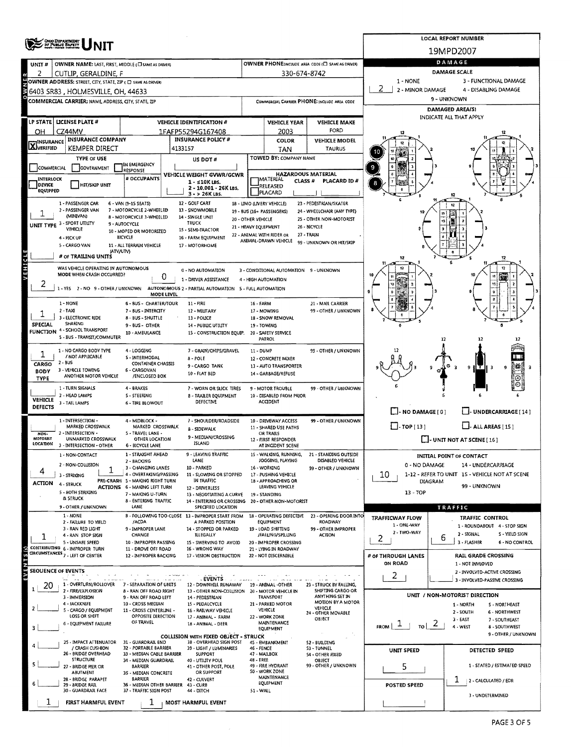# UNIT

**LOCAL REPORT NUMBER:** 19MPD2007

| UNIT # | OWNER NAME: LAST, FIRST, MIDDLE | OWNER PHONE |
|---|---|---|
| 2 | CUTLIP, GERALDINE, F | 330-674-8742 |

**OWNER ADDRESS:** 6403 SR83, HOLMESVILLE, OH, 44633

**COMMERCIAL CARRIER:** NAME, ADDRESS, CITY, STATE, ZIP — COMMERCIAL CARRIER PHONE:

| LP STATE | LICENSE PLATE # | VEHICLE IDENTIFICATION # | VEHICLE YEAR | VEHICLE MAKE |
|---|---|---|---|---|
| OH | CZ44MV | 1FAFP55294G167408 | 2003 | FORD |

| INSURANCE | INSURANCE COMPANY | INSURANCE POLICY # | COLOR | VEHICLE MODEL |
|---|---|---|---|---|
| X VERIFIED | KEMPER DIRECT | 4133157 | TAN | TAURUS |

**TYPE OF USE:** COMMERCIAL / GOVERNMENT / IN EMERGENCY RESPONSE
**US DOT #:**
**TOWED BY: COMPANY NAME:**
**VEHICLE WEIGHT GVWR/GCWR:** 1 - ≤10K LBS. 2 - 10,001 - 26K LBS. 3 - > 26K LBS.
**HAZARDOUS MATERIAL:** MATERIAL CLASS # RELEASED PLACARD — PLACARD ID #

**UNIT TYPE:** 1
1 - PASSENGER CAR, 2 - PASSENGER VAN (MINIVAN), 3 - SPORT UTILITY VEHICLE, 4 - PICK UP, 5 - CARGO VAN, 6 - VAN (9-15 SEATS), 7 - MOTORCYCLE 2-WHEELED, 8 - MOTORCYCLE 3-WHEELED, 9 - AUTOCYCLE, 10 - MOPED OR MOTORIZED BICYCLE, 11 - ALL TERRAIN VEHICLE (ATV/UTV), 12 - GOLF CART, 13 - SNOWMOBILE, 14 - SINGLE UNIT TRUCK, 15 - SEMI-TRACTOR, 16 - FARM EQUIPMENT, 17 - MOTORHOME, 18 - LIMO (LIVERY VEHICLE), 19 - BUS (16+ PASSENGERS), 20 - OTHER VEHICLE, 21 - HEAVY EQUIPMENT, 22 - ANIMAL WITH RIDER OR ANIMAL-DRAWN VEHICLE, 23 - PEDESTRIAN/SKATER, 24 - WHEELCHAIR (ANY TYPE), 25 - OTHER NON-MOTORIST, 26 - BICYCLE, 27 - TRAIN, 99 - UNKNOWN OR HIT/SKIP

**# OF TRAILING UNITS:**

**WAS VEHICLE OPERATING IN AUTONOMOUS MODE WHEN CRASH OCCURRED?** 2 (1 - YES 2 - NO 9 - OTHER / UNKNOWN)
**AUTONOMOUS MODE LEVEL:** 0
0 - NO AUTOMATION, 1 - DRIVER ASSISTANCE, 2 - PARTIAL AUTOMATION, 3 - CONDITIONAL AUTOMATION, 4 - HIGH AUTOMATION, 5 - FULL AUTOMATION, 9 - UNKNOWN

**SPECIAL FUNCTION:** 1
1 - NONE, 2 - TAXI, 3 - ELECTRONIC RIDE SHARING, 4 - SCHOOL TRANSPORT, 5 - BUS - TRANSIT/COMMUTER, 6 - BUS - CHARTER/TOUR, 7 - BUS - INTERCITY, 8 - BUS - SHUTTLE, 9 - BUS - OTHER, 10 - AMBULANCE, 11 - FIRE, 12 - MILITARY, 13 - POLICE, 14 - PUBLIC UTILITY, 15 - CONSTRUCTION EQUIP., 16 - FARM, 17 - MOWING, 18 - SNOW REMOVAL, 19 - TOWING, 20 - SAFETY SERVICE PATROL, 21 - MAIL CARRIER, 99 - OTHER / UNKNOWN

**CARGO BODY TYPE:** 1
1 - NO CARGO BODY TYPE / NOT APPLICABLE, 2 - BUS, 3 - VEHICLE TOWING ANOTHER MOTOR VEHICLE, 4 - LOGGING, 5 - INTERMODAL CONTAINER CHASSIS, 6 - CARGOVAN /ENCLOSED BOX, 7 - GRAIN/CHIPS/GRAVEL, 8 - POLE, 9 - CARGO TANK, 10 - FLAT BED, 11 - DUMP, 12 - CONCRETE MIXER, 13 - AUTO TRANSPORTER, 14 - GARBAGE/REFUSE, 99 - OTHER / UNKNOWN

**VEHICLE DEFECTS:**
1 - TURN SIGNALS, 2 - HEAD LAMPS, 3 - TAIL LAMPS, 4 - BRAKES, 5 - STEERING, 6 - TIRE BLOWOUT, 7 - WORN OR SLICK TIRES, 8 - TRAILER EQUIPMENT DEFECTIVE, 9 - MOTOR TROUBLE, 10 - DISABLED FROM PRIOR ACCIDENT, 99 - OTHER / UNKNOWN

**NON-MOTORIST LOCATION:**
1 - INTERSECTION - MARKED CROSSWALK, 2 - INTERSECTION - UNMARKED CROSSWALK, 3 - INTERSECTION - OTHER, 4 - MIDBLOCK - MARKED CROSSWALK, 5 - TRAVEL LANE - OTHER LOCATION, 6 - BICYCLE LANE, 7 - SHOULDER/ROADSIDE, 8 - SIDEWALK, 9 - MEDIAN/CROSSING ISLAND, 10 - DRIVEWAY ACCESS, 11 - SHARED USE PATHS OR TRAILS, 12 - FIRST RESPONDER AT INCIDENT SCENE, 99 - OTHER / UNKNOWN

**ACTION:** 4
1 - NON-CONTACT, 2 - NON-COLLISION, 3 - STRIKING, 4 - STRUCK, 5 - BOTH STRIKING & STRUCK, 9 - OTHER / UNKNOWN

**PRE-CRASH ACTIONS:** 1
1 - STRAIGHT AHEAD, 2 - BACKING, 3 - CHANGING LANES, 4 - OVERTAKING/PASSING, 5 - MAKING RIGHT TURN, 6 - MAKING LEFT TURN, 7 - MAKING U-TURN, 8 - ENTERING TRAFFIC LANE, 9 - LEAVING TRAFFIC LANE, 10 - PARKED, 11 - SLOWING OR STOPPED IN TRAFFIC, 12 - DRIVERLESS, 13 - NEGOTIATING A CURVE, 14 - ENTERING OR CROSSING SPECIFIED LOCATION, 15 - WALKING, RUNNING, JOGGING, PLAYING, 16 - WORKING, 17 - PUSHING VEHICLE, 18 - APPROACHING OR LEAVING VEHICLE, 19 - STANDING, 20 - OTHER NON-MOTORIST, 21 - STANDING OUTSIDE DISABLED VEHICLE, 99 - OTHER / UNKNOWN

**CONTRIBUTING CIRCUMSTANCES:** 1
1 - NONE, 2 - FAILURE TO YIELD, 3 - RAN RED LIGHT, 4 - RAN STOP SIGN, 5 - UNSAFE SPEED, 6 - IMPROPER TURN, 7 - LEFT OF CENTER, 8 - FOLLOWING TOO CLOSE /ACDA, 9 - IMPROPER LANE CHANGE, 10 - IMPROPER PASSING, 11 - DROVE OFF ROAD, 12 - IMPROPER BACKING, 13 - IMPROPER START FROM A PARKED POSITION, 14 - STOPPED OR PARKED ILLEGALLY, 15 - SWERVING TO AVOID, 16 - WRONG WAY, 17 - VISION OBSTRUCTION, 18 - OPERATING DEFECTIVE EQUIPMENT, 19 - LOAD SHIFTING /FALLING/SPILLING, 20 - IMPROPER CROSSING, 21 - LYING IN ROADWAY, 22 - NOT DISCERNIBLE, 23 - OPENING DOOR INTO ROADWAY, 99 - OTHER IMPROPER ACTION

## SEQUENCE OF EVENTS

| # | Event |
|---|---|
| 1 | 20 |
| 2 | |
| 3 | |
| 4 | |
| 5 | |
| 6 | |

**EVENTS:** 1 - OVERTURN/ROLLOVER, 2 - FIRE/EXPLOSION, 3 - IMMERSION, 4 - JACKKNIFE, 5 - CARGO / EQUIPMENT LOSS OR SHIFT, 6 - EQUIPMENT FAILURE, 7 - SEPARATION OF UNITS, 8 - RAN OFF ROAD RIGHT, 9 - RAN OFF ROAD LEFT, 10 - CROSS MEDIAN, 11 - CROSS CENTERLINE - OPPOSITE DIRECTION OF TRAVEL, 12 - DOWNHILL RUNAWAY, 13 - OTHER NON-COLLISION, 14 - PEDESTRIAN, 15 - PEDALCYCLE, 16 - RAILWAY VEHICLE, 17 - ANIMAL - FARM, 18 - ANIMAL - DEER, 19 - ANIMAL -OTHER, 20 - MOTOR VEHICLE IN TRANSPORT, 21 - PARKED MOTOR VEHICLE, 22 - WORK ZONE MAINTENANCE EQUIPMENT, 23 - STRUCK BY FALLING, SHIFTING CARGO OR ANYTHING SET IN MOTION BY A MOTOR VEHICLE, 24 - OTHER MOVABLE OBJECT

**COLLISION WITH FIXED OBJECT - STRUCK:** 25 - IMPACT ATTENUATOR / CRASH CUSHION, 26 - BRIDGE OVERHEAD STRUCTURE, 27 - BRIDGE PIER OR ABUTMENT, 28 - BRIDGE PARAPET, 29 - BRIDGE RAIL, 30 - GUARDRAIL FACE, 31 - GUARDRAIL END, 32 - PORTABLE BARRIER, 33 - MEDIAN CABLE BARRIER, 34 - MEDIAN GUARDRAIL BARRIER, 35 - MEDIAN CONCRETE BARRIER, 36 - MEDIAN OTHER BARRIER, 37 - TRAFFIC SIGN POST, 38 - OVERHEAD SIGN POST, 39 - LIGHT / LUMINARIES SUPPORT, 40 - UTILITY POLE, 41 - OTHER POST, POLE OR SUPPORT, 42 - CULVERT, 43 - CURB, 44 - DITCH, 45 - EMBANKMENT, 46 - FENCE, 47 - MAILBOX, 48 - TREE, 49 - FIRE HYDRANT, 50 - WORK ZONE MAINTENANCE EQUIPMENT, 51 - WALL, 52 - BUILDING, 53 - TUNNEL, 54 - OTHER FIXED OBJECT, 99 - OTHER / UNKNOWN

**FIRST HARMFUL EVENT:** 1
**MOST HARMFUL EVENT:** 1

## DAMAGE

**DAMAGE SCALE:** 2
1 - NONE, 2 - MINOR DAMAGE, 3 - FUNCTIONAL DAMAGE, 4 - DISABLING DAMAGE, 9 - UNKNOWN

**DAMAGED AREA(S)** — INDICATE ALL THAT APPLY: 8, 9, 10

- NO DAMAGE [0]
- UNDERCARRIAGE [14]
- TOP [13]
- ALL AREAS [15]
- UNIT NOT AT SCENE [16]

**INITIAL POINT OF CONTACT:** 10
0 - NO DAMAGE, 14 - UNDERCARRIAGE, 1-12 - REFER TO UNIT DIAGRAM, 15 - VEHICLE NOT AT SCENE, 13 - TOP, 99 - UNKNOWN

## TRAFFIC

**TRAFFICWAY FLOW:** 2 (1 - ONE-WAY, 2 - TWO-WAY)

**TRAFFIC CONTROL:** 6
1 - ROUNDABOUT, 2 - SIGNAL, 3 - FLASHER, 4 - STOP SIGN, 5 - YIELD SIGN, 6 - NO CONTROL

**# OF THROUGH LANES ON ROAD:** 2

**RAIL GRADE CROSSING:** 1 - NOT INVOLVED, 2 - INVOLVED-ACTIVE CROSSING, 3 - INVOLVED-PASSIVE CROSSING

**UNIT / NON-MOTORIST DIRECTION:** FROM 1 TO 2
1 - NORTH, 2 - SOUTH, 3 - EAST, 4 - WEST, 5 - NORTHEAST, 6 - NORTHWEST, 7 - SOUTHEAST, 8 - SOUTHWEST, 9 - OTHER / UNKNOWN

**UNIT SPEED:** 5
**POSTED SPEED:**

**DETECTED SPEED:** 1
1 - STATED / ESTIMATED SPEED, 2 - CALCULATED / EDR, 3 - UNDETERMINED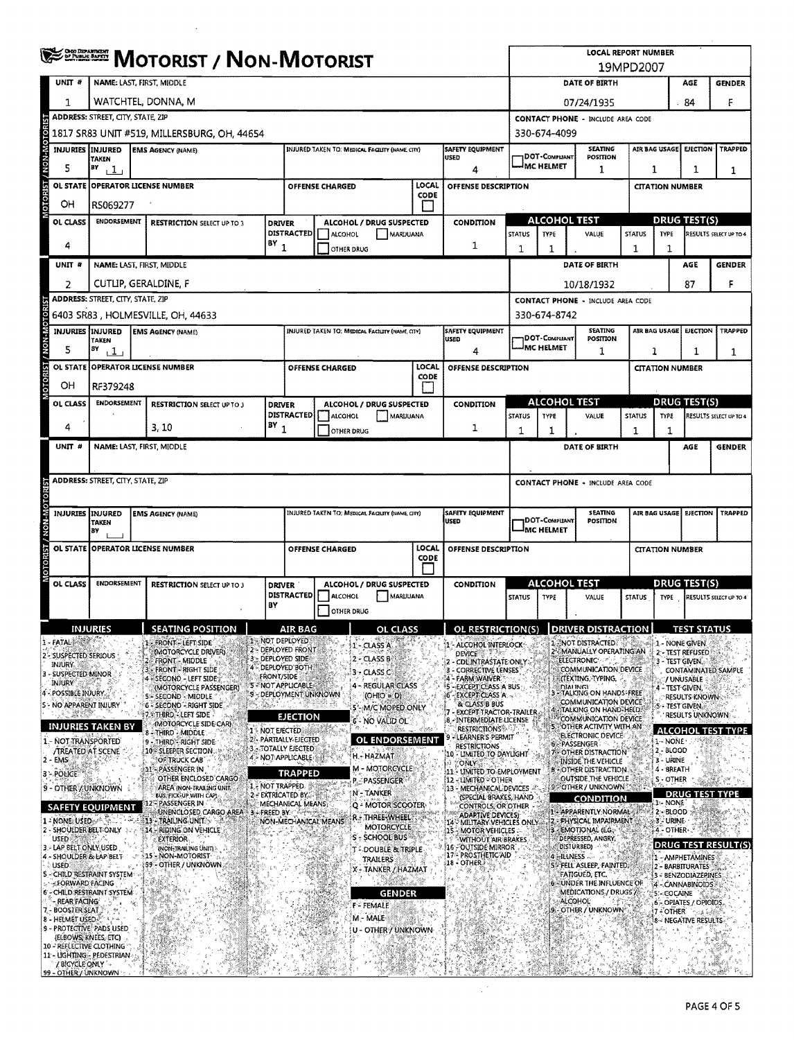# MOTORIST / NON-MOTORIST

Ohio Department of Public Safety

**LOCAL REPORT NUMBER:** 19MPD2007

## Unit 1

| UNIT # | NAME: LAST, FIRST, MIDDLE | DATE OF BIRTH | AGE | GENDER |
|---|---|---|---|---|
| 1 | WATCHTEL, DONNA, M | 07/24/1935 | 84 | F |

| ADDRESS: STREET, CITY, STATE, ZIP | CONTACT PHONE - INCLUDE AREA CODE |
|---|---|
| 1817 SR83 UNIT #519, MILLERSBURG, OH, 44654 | 330-674-4099 |

| INJURIES | INJURED TAKEN BY | EMS AGENCY (NAME) | INJURED TAKEN TO: MEDICAL FACILITY (NAME, CITY) | SAFETY EQUIPMENT USED | DOT-COMPLIANT MC HELMET | SEATING POSITION | AIR BAG USAGE | EJECTION | TRAPPED |
|---|---|---|---|---|---|---|---|---|---|
| 5 | 1 | | | 4 | | 1 | 1 | 1 | 1 |

| OL STATE | OPERATOR LICENSE NUMBER | OFFENSE CHARGED | LOCAL CODE | OFFENSE DESCRIPTION | CITATION NUMBER |
|---|---|---|---|---|---|
| OH | RS069277 | | | | |

| OL CLASS | ENDORSEMENT | RESTRICTION SELECT UP TO 3 | DRIVER DISTRACTED BY | ALCOHOL / DRUG SUSPECTED | CONDITION | ALCOHOL TEST STATUS | ALCOHOL TEST TYPE | ALCOHOL TEST VALUE | DRUG TEST STATUS | DRUG TEST TYPE | RESULTS SELECT UP TO 4 |
|---|---|---|---|---|---|---|---|---|---|---|---|
| 4 | | | 1 | | 1 | 1 | 1 | . | 1 | 1 | |

## Unit 2

| UNIT # | NAME: LAST, FIRST, MIDDLE | DATE OF BIRTH | AGE | GENDER |
|---|---|---|---|---|
| 2 | CUTLIP, GERALDINE, F | 10/18/1932 | 87 | F |

| ADDRESS: STREET, CITY, STATE, ZIP | CONTACT PHONE - INCLUDE AREA CODE |
|---|---|
| 6403 SR83 , HOLMESVILLE, OH, 44633 | 330-674-8742 |

| INJURIES | INJURED TAKEN BY | EMS AGENCY (NAME) | INJURED TAKEN TO: MEDICAL FACILITY (NAME, CITY) | SAFETY EQUIPMENT USED | DOT-COMPLIANT MC HELMET | SEATING POSITION | AIR BAG USAGE | EJECTION | TRAPPED |
|---|---|---|---|---|---|---|---|---|---|
| 5 | 1 | | | 4 | | 1 | 1 | 1 | 1 |

| OL STATE | OPERATOR LICENSE NUMBER | OFFENSE CHARGED | LOCAL CODE | OFFENSE DESCRIPTION | CITATION NUMBER |
|---|---|---|---|---|---|
| OH | RF379248 | | | | |

| OL CLASS | ENDORSEMENT | RESTRICTION SELECT UP TO 3 | DRIVER DISTRACTED BY | ALCOHOL / DRUG SUSPECTED | CONDITION | ALCOHOL TEST STATUS | ALCOHOL TEST TYPE | ALCOHOL TEST VALUE | DRUG TEST STATUS | DRUG TEST TYPE | RESULTS SELECT UP TO 4 |
|---|---|---|---|---|---|---|---|---|---|---|---|
| 4 | | 3, 10 | 1 | | 1 | 1 | 1 | . | 1 | 1 | |

## Unit (blank)

| UNIT # | NAME: LAST, FIRST, MIDDLE | DATE OF BIRTH | AGE | GENDER |
|---|---|---|---|---|
| | | | | |

## Codes

**INJURIES**
1 - FATAL
2 - SUSPECTED SERIOUS INJURY
3 - SUSPECTED MINOR INJURY
4 - POSSIBLE INJURY
5 - NO APPARENT INJURY

**INJURIES TAKEN BY**
1 - NOT TRANSPORTED /TREATED AT SCENE
2 - EMS
3 - POLICE
9 - OTHER / UNKNOWN

**SAFETY EQUIPMENT**
1 - NONE USED
2 - SHOULDER BELT ONLY USED
3 - LAP BELT ONLY USED
4 - SHOULDER & LAP BELT USED
5 - CHILD RESTRAINT SYSTEM - FORWARD FACING
6 - CHILD RESTRAINT SYSTEM - REAR FACING
7 - BOOSTER SEAT
8 - HELMET USED
9 - PROTECTIVE PADS USED (ELBOWS, KNEES, ETC)
10 - REFLECTIVE CLOTHING
11 - LIGHTING - PEDESTRIAN / BICYCLE ONLY
99 - OTHER / UNKNOWN

**SEATING POSITION**
1 - FRONT - LEFT SIDE (MOTORCYCLE DRIVER)
2 - FRONT - MIDDLE
3 - FRONT - RIGHT SIDE
4 - SECOND - LEFT SIDE (MOTORCYCLE PASSENGER)
5 - SECOND - MIDDLE
6 - SECOND - RIGHT SIDE
7 - THIRD - LEFT SIDE (MOTORCYCLE SIDE CAR)
8 - THIRD - MIDDLE
9 - THIRD - RIGHT SIDE
10 - SLEEPER SECTION OF TRUCK CAB
11 - PASSENGER IN OTHER ENCLOSED CARGO AREA (NON-TRAILING UNIT, BUS, PICK-UP WITH CAP)
12 - PASSENGER IN UNENCLOSED CARGO AREA
13 - TRAILING UNIT
14 - RIDING ON VEHICLE EXTERIOR (NON-TRAILING UNIT)
15 - NON-MOTORIST
99 - OTHER / UNKNOWN

**AIR BAG**
1 - NOT DEPLOYED
2 - DEPLOYED FRONT
3 - DEPLOYED SIDE
4 - DEPLOYED BOTH FRONT/SIDE
5 - NOT APPLICABLE
9 - DEPLOYMENT UNKNOWN

**EJECTION**
1 - NOT EJECTED
2 - PARTIALLY EJECTED
3 - TOTALLY EJECTED
4 - NOT APPLICABLE

**TRAPPED**
1 - NOT TRAPPED
2 - EXTRICATED BY MECHANICAL MEANS
3 - FREED BY NON-MECHANICAL MEANS

**OL CLASS**
1 - CLASS A
2 - CLASS B
3 - CLASS C
4 - REGULAR CLASS (OHIO = D)
5 - M/C MOPED ONLY
6 - NO VALID OL

**OL ENDORSEMENT**
H - HAZMAT
M - MOTORCYCLE
P - PASSENGER
N - TANKER
Q - MOTOR SCOOTER
R - THREE-WHEEL MOTORCYCLE
S - SCHOOL BUS
T - DOUBLE & TRIPLE TRAILERS
X - TANKER / HAZMAT

**GENDER**
F - FEMALE
M - MALE
U - OTHER / UNKNOWN

**OL RESTRICTION(S)**
1 - ALCOHOL INTERLOCK DEVICE
2 - CDL INTRASTATE ONLY
3 - CORRECTIVE LENSES
4 - FARM WAIVER
5 - EXCEPT CLASS A BUS
6 - EXCEPT CLASS A & CLASS B BUS
7 - EXCEPT TRACTOR-TRAILER
8 - INTERMEDIATE LICENSE RESTRICTIONS
9 - LEARNER'S PERMIT RESTRICTIONS
10 - LIMITED TO DAYLIGHT ONLY
11 - LIMITED TO EMPLOYMENT
12 - LIMITED - OTHER
13 - MECHANICAL DEVICES (SPECIAL BRAKES, HAND CONTROLS, OR OTHER ADAPTIVE DEVICES)
14 - MILITARY VEHICLES ONLY
15 - MOTOR VEHICLES WITHOUT AIR BRAKES
16 - OUTSIDE MIRROR
17 - PROSTHETIC AID
18 - OTHER

**DRIVER DISTRACTION**
1 - NOT DISTRACTED
2 - MANUALLY OPERATING AN ELECTRONIC COMMUNICATION DEVICE (TEXTING, TYPING, DIALING)
3 - TALKING ON HANDS-FREE COMMUNICATION DEVICE
4 - TALKING ON HAND-HELD COMMUNICATION DEVICE
5 - OTHER ACTIVITY WITH AN ELECTRONIC DEVICE
6 - PASSENGER
7 - OTHER DISTRACTION INSIDE THE VEHICLE
8 - OTHER DISTRACTION OUTSIDE THE VEHICLE
9 - OTHER / UNKNOWN

**CONDITION**
1 - APPARENTLY NORMAL
2 - PHYSICAL IMPAIRMENT
3 - EMOTIONAL (E.G., DEPRESSED, ANGRY, DISTURBED)
4 - ILLNESS
5 - FELL ASLEEP, FAINTED, FATIGUED, ETC.
6 - UNDER THE INFLUENCE OF MEDICATIONS / DRUGS / ALCOHOL
9 - OTHER / UNKNOWN

**TEST STATUS**
1 - NONE GIVEN
2 - TEST REFUSED
3 - TEST GIVEN, CONTAMINATED SAMPLE / UNUSABLE
4 - TEST GIVEN, RESULTS KNOWN
5 - TEST GIVEN, RESULTS UNKNOWN

**ALCOHOL TEST TYPE**
1 - NONE
2 - BLOOD
3 - URINE
4 - BREATH
5 - OTHER

**DRUG TEST TYPE**
1 - NONE
2 - BLOOD
3 - URINE
4 - OTHER

**DRUG TEST RESULT(S)**
1 - AMPHETAMINES
2 - BARBITURATES
3 - BENZODIAZEPINES
4 - CANNABINOIDS
5 - COCAINE
6 - OPIATES / OPIOIDS
7 - OTHER
8 - NEGATIVE RESULTS